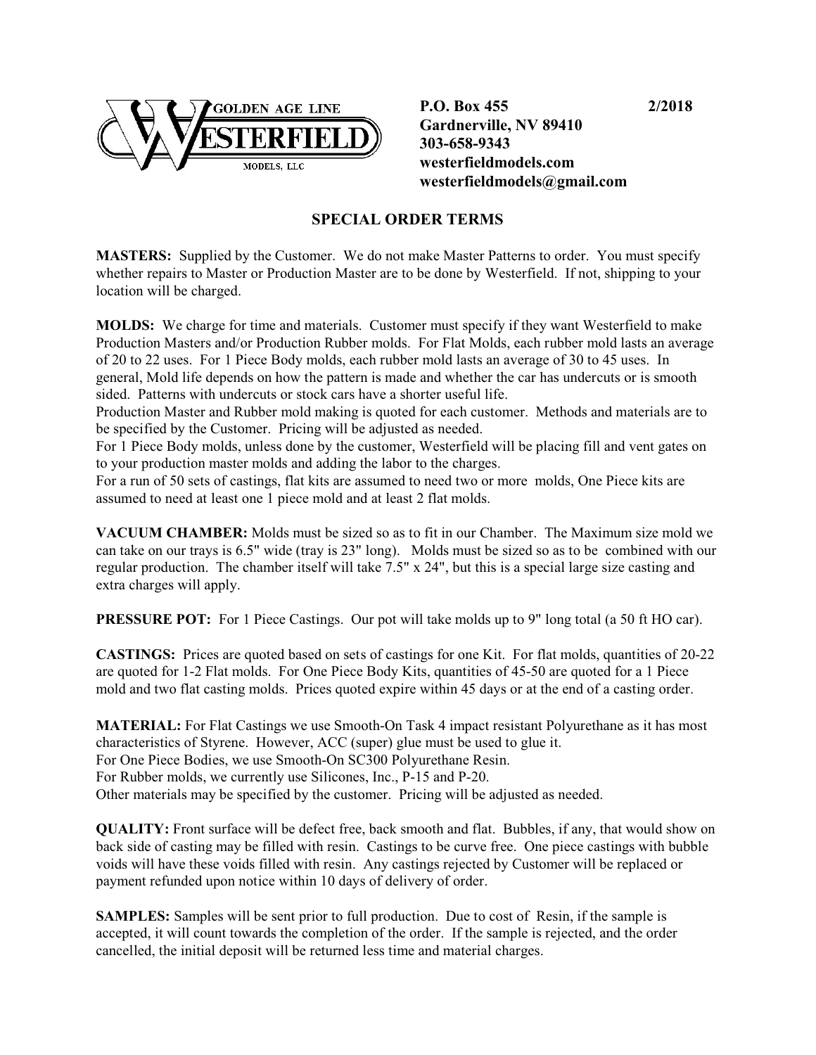GOLDEN AGE LINE WESTERFIELD MODELS, LLC

**P.O. Box 455** **2/2018**
**Gardnerville, NV 89410**
**303-658-9343**
**westerfieldmodels.com**
**westerfieldmodels@gmail.com**

## SPECIAL ORDER TERMS

**MASTERS:** Supplied by the Customer. We do not make Master Patterns to order. You must specify whether repairs to Master or Production Master are to be done by Westerfield. If not, shipping to your location will be charged.

**MOLDS:** We charge for time and materials. Customer must specify if they want Westerfield to make Production Masters and/or Production Rubber molds. For Flat Molds, each rubber mold lasts an average of 20 to 22 uses. For 1 Piece Body molds, each rubber mold lasts an average of 30 to 45 uses. In general, Mold life depends on how the pattern is made and whether the car has undercuts or is smooth sided. Patterns with undercuts or stock cars have a shorter useful life.
Production Master and Rubber mold making is quoted for each customer. Methods and materials are to be specified by the Customer. Pricing will be adjusted as needed.
For 1 Piece Body molds, unless done by the customer, Westerfield will be placing fill and vent gates on to your production master molds and adding the labor to the charges.
For a run of 50 sets of castings, flat kits are assumed to need two or more molds, One Piece kits are assumed to need at least one 1 piece mold and at least 2 flat molds.

**VACUUM CHAMBER:** Molds must be sized so as to fit in our Chamber. The Maximum size mold we can take on our trays is 6.5" wide (tray is 23" long). Molds must be sized so as to be combined with our regular production. The chamber itself will take 7.5" x 24", but this is a special large size casting and extra charges will apply.

**PRESSURE POT:** For 1 Piece Castings. Our pot will take molds up to 9" long total (a 50 ft HO car).

**CASTINGS:** Prices are quoted based on sets of castings for one Kit. For flat molds, quantities of 20-22 are quoted for 1-2 Flat molds. For One Piece Body Kits, quantities of 45-50 are quoted for a 1 Piece mold and two flat casting molds. Prices quoted expire within 45 days or at the end of a casting order.

**MATERIAL:** For Flat Castings we use Smooth-On Task 4 impact resistant Polyurethane as it has most characteristics of Styrene. However, ACC (super) glue must be used to glue it.
For One Piece Bodies, we use Smooth-On SC300 Polyurethane Resin.
For Rubber molds, we currently use Silicones, Inc., P-15 and P-20.
Other materials may be specified by the customer. Pricing will be adjusted as needed.

**QUALITY:** Front surface will be defect free, back smooth and flat. Bubbles, if any, that would show on back side of casting may be filled with resin. Castings to be curve free. One piece castings with bubble voids will have these voids filled with resin. Any castings rejected by Customer will be replaced or payment refunded upon notice within 10 days of delivery of order.

**SAMPLES:** Samples will be sent prior to full production. Due to cost of Resin, if the sample is accepted, it will count towards the completion of the order. If the sample is rejected, and the order cancelled, the initial deposit will be returned less time and material charges.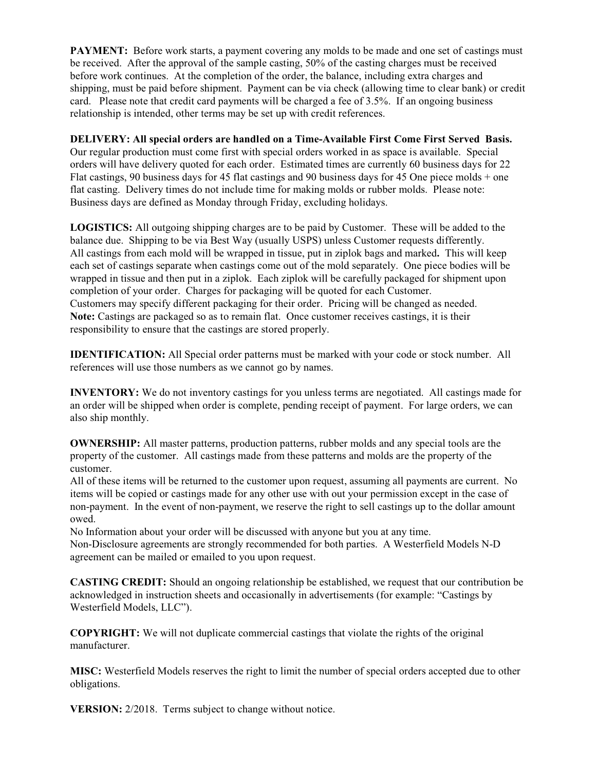**PAYMENT:** Before work starts, a payment covering any molds to be made and one set of castings must be received. After the approval of the sample casting, 50% of the casting charges must be received before work continues. At the completion of the order, the balance, including extra charges and shipping, must be paid before shipment. Payment can be via check (allowing time to clear bank) or credit card. Please note that credit card payments will be charged a fee of 3.5%. If an ongoing business relationship is intended, other terms may be set up with credit references.

**DELIVERY: All special orders are handled on a Time-Available First Come First Served Basis.** Our regular production must come first with special orders worked in as space is available. Special orders will have delivery quoted for each order. Estimated times are currently 60 business days for 22 Flat castings, 90 business days for 45 flat castings and 90 business days for 45 One piece molds + one flat casting. Delivery times do not include time for making molds or rubber molds. Please note: Business days are defined as Monday through Friday, excluding holidays.

**LOGISTICS:** All outgoing shipping charges are to be paid by Customer. These will be added to the balance due. Shipping to be via Best Way (usually USPS) unless Customer requests differently. All castings from each mold will be wrapped in tissue, put in ziplok bags and marked**.** This will keep each set of castings separate when castings come out of the mold separately. One piece bodies will be wrapped in tissue and then put in a ziplok. Each ziplok will be carefully packaged for shipment upon completion of your order. Charges for packaging will be quoted for each Customer.
Customers may specify different packaging for their order. Pricing will be changed as needed.
**Note:** Castings are packaged so as to remain flat. Once customer receives castings, it is their responsibility to ensure that the castings are stored properly.

**IDENTIFICATION:** All Special order patterns must be marked with your code or stock number. All references will use those numbers as we cannot go by names.

**INVENTORY:** We do not inventory castings for you unless terms are negotiated. All castings made for an order will be shipped when order is complete, pending receipt of payment. For large orders, we can also ship monthly.

**OWNERSHIP:** All master patterns, production patterns, rubber molds and any special tools are the property of the customer. All castings made from these patterns and molds are the property of the customer.
All of these items will be returned to the customer upon request, assuming all payments are current. No items will be copied or castings made for any other use with out your permission except in the case of non-payment. In the event of non-payment, we reserve the right to sell castings up to the dollar amount owed.
No Information about your order will be discussed with anyone but you at any time.
Non-Disclosure agreements are strongly recommended for both parties. A Westerfield Models N-D agreement can be mailed or emailed to you upon request.

**CASTING CREDIT:** Should an ongoing relationship be established, we request that our contribution be acknowledged in instruction sheets and occasionally in advertisements (for example: "Castings by Westerfield Models, LLC").

**COPYRIGHT:** We will not duplicate commercial castings that violate the rights of the original manufacturer.

**MISC:** Westerfield Models reserves the right to limit the number of special orders accepted due to other obligations.

**VERSION:** 2/2018. Terms subject to change without notice.